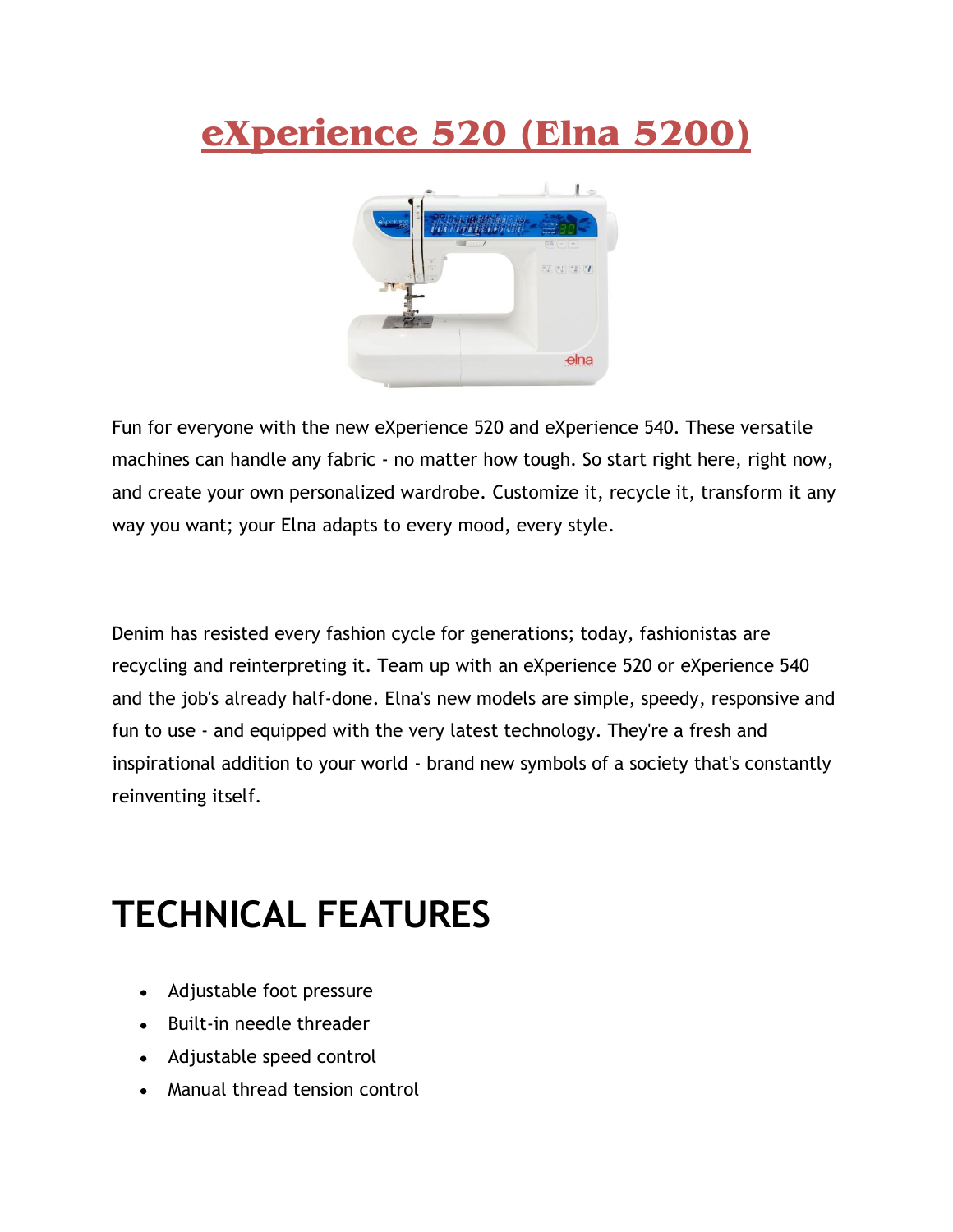# eXperience 520 (Elna 5200)

Fun for everyone with the new eXperience 520 and eXperience 540. These versatile machines can handle any fabric - no matter how tough. So start right here, right now, and create your own personalized wardrobe. Customize it, recycle it, transform it any way you want; your Elna adapts to every mood, every style.

Denim has resisted every fashion cycle for generations; today, fashionistas are recycling and reinterpreting it. Team up with an eXperience 520 or eXperience 540 and the job's already half-done. Elna's new models are simple, speedy, responsive and fun to use - and equipped with the very latest technology. They're a fresh and inspirational addition to your world - brand new symbols of a society that's constantly reinventing itself.

## TECHNICAL FEATURES

- Adjustable foot pressure
- Built-in needle threader
- Adjustable speed control
- Manual thread tension control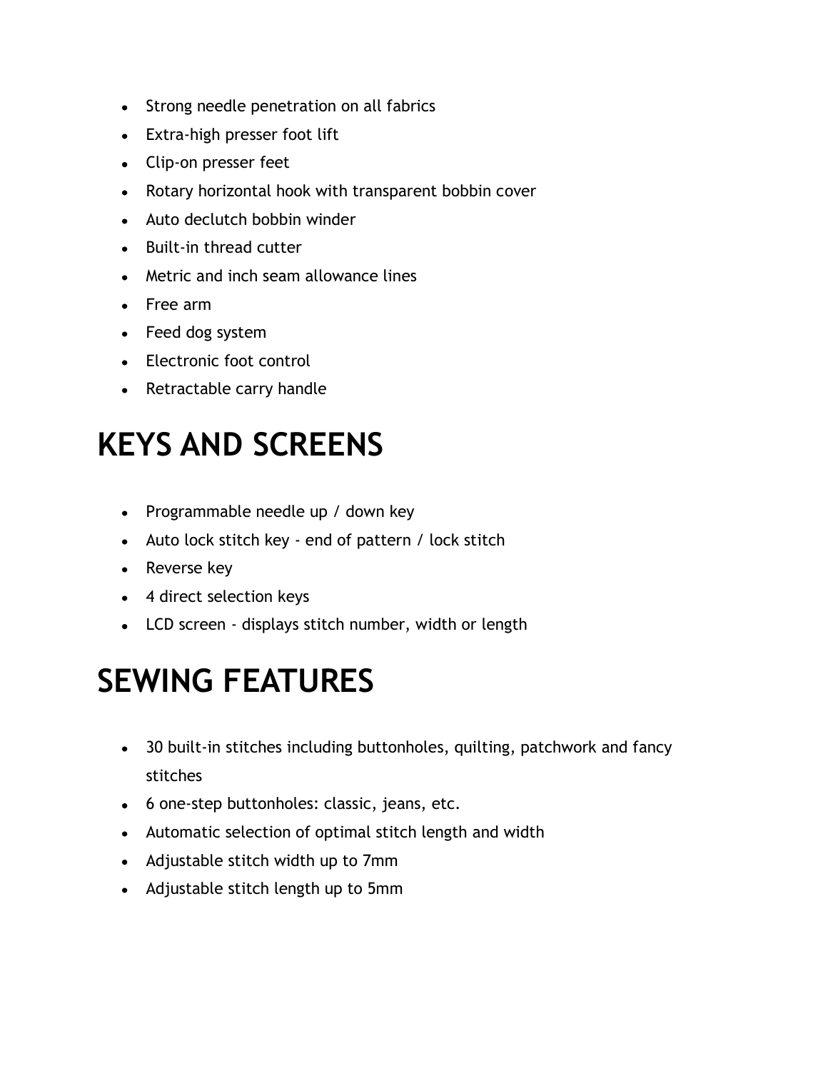- Strong needle penetration on all fabrics
- Extra-high presser foot lift
- Clip-on presser feet
- Rotary horizontal hook with transparent bobbin cover
- Auto declutch bobbin winder
- Built-in thread cutter
- Metric and inch seam allowance lines
- Free arm
- Feed dog system
- Electronic foot control
- Retractable carry handle

# KEYS AND SCREENS

- Programmable needle up / down key
- Auto lock stitch key - end of pattern / lock stitch
- Reverse key
- 4 direct selection keys
- LCD screen - displays stitch number, width or length

# SEWING FEATURES

- 30 built-in stitches including buttonholes, quilting, patchwork and fancy stitches
- 6 one-step buttonholes: classic, jeans, etc.
- Automatic selection of optimal stitch length and width
- Adjustable stitch width up to 7mm
- Adjustable stitch length up to 5mm